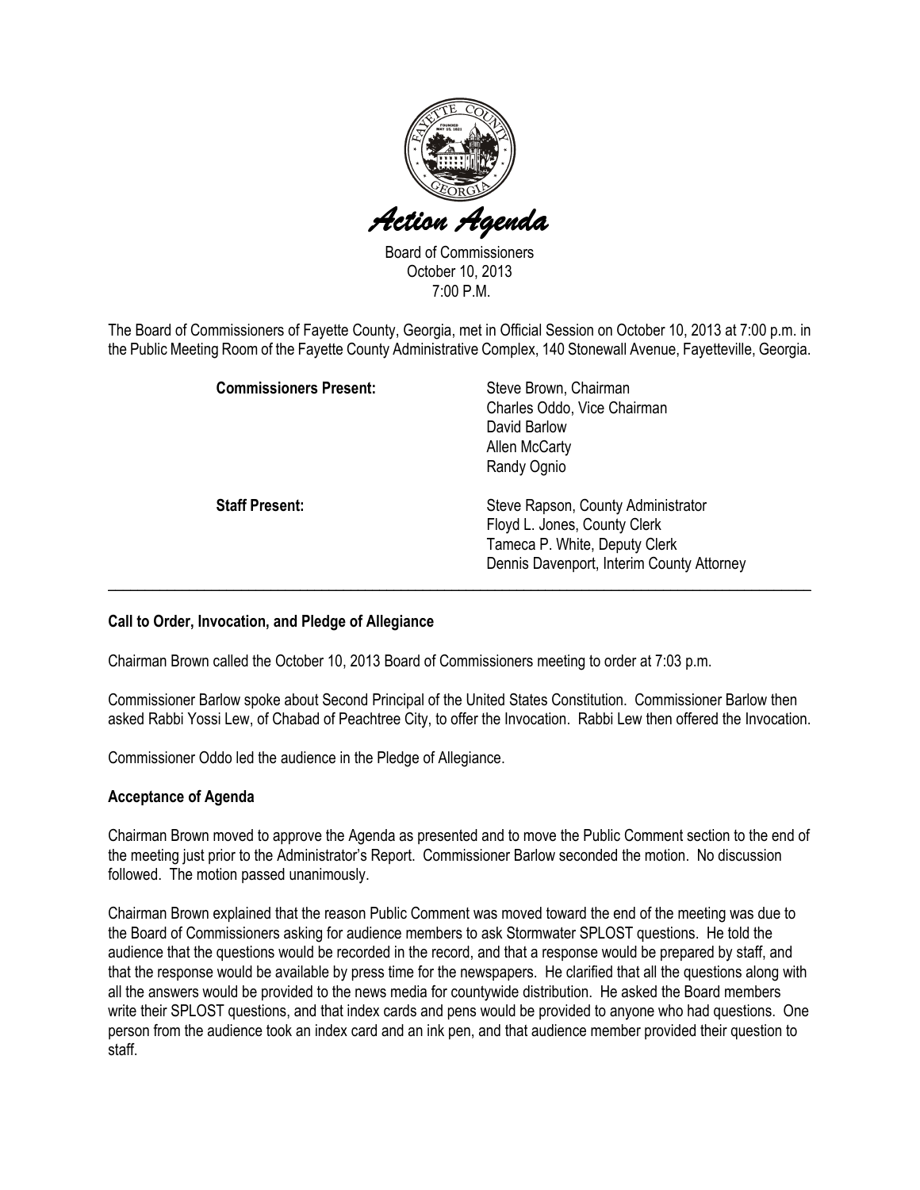# *Action Agenda*

Board of Commissioners
October 10, 2013
7:00 P.M.

The Board of Commissioners of Fayette County, Georgia, met in Official Session on October 10, 2013 at 7:00 p.m. in the Public Meeting Room of the Fayette County Administrative Complex, 140 Stonewall Avenue, Fayetteville, Georgia.

**Commissioners Present:**
Steve Brown, Chairman
Charles Oddo, Vice Chairman
David Barlow
Allen McCarty
Randy Ognio

**Staff Present:**
Steve Rapson, County Administrator
Floyd L. Jones, County Clerk
Tameca P. White, Deputy Clerk
Dennis Davenport, Interim County Attorney

---

**Call to Order, Invocation, and Pledge of Allegiance**

Chairman Brown called the October 10, 2013 Board of Commissioners meeting to order at 7:03 p.m.

Commissioner Barlow spoke about Second Principal of the United States Constitution. Commissioner Barlow then asked Rabbi Yossi Lew, of Chabad of Peachtree City, to offer the Invocation. Rabbi Lew then offered the Invocation.

Commissioner Oddo led the audience in the Pledge of Allegiance.

**Acceptance of Agenda**

Chairman Brown moved to approve the Agenda as presented and to move the Public Comment section to the end of the meeting just prior to the Administrator's Report. Commissioner Barlow seconded the motion. No discussion followed. The motion passed unanimously.

Chairman Brown explained that the reason Public Comment was moved toward the end of the meeting was due to the Board of Commissioners asking for audience members to ask Stormwater SPLOST questions. He told the audience that the questions would be recorded in the record, and that a response would be prepared by staff, and that the response would be available by press time for the newspapers. He clarified that all the questions along with all the answers would be provided to the news media for countywide distribution. He asked the Board members write their SPLOST questions, and that index cards and pens would be provided to anyone who had questions. One person from the audience took an index card and an ink pen, and that audience member provided their question to staff.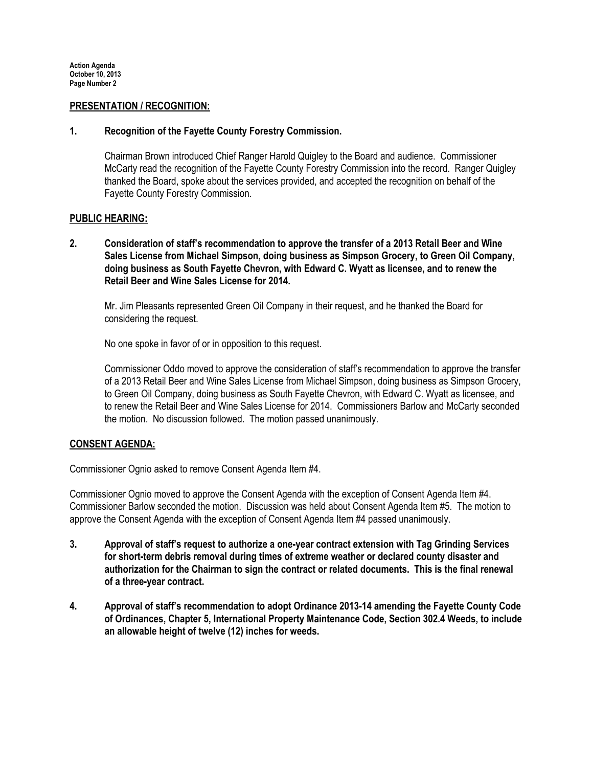## PRESENTATION / RECOGNITION:

**1. Recognition of the Fayette County Forestry Commission.**

Chairman Brown introduced Chief Ranger Harold Quigley to the Board and audience. Commissioner McCarty read the recognition of the Fayette County Forestry Commission into the record. Ranger Quigley thanked the Board, spoke about the services provided, and accepted the recognition on behalf of the Fayette County Forestry Commission.

## PUBLIC HEARING:

**2. Consideration of staff's recommendation to approve the transfer of a 2013 Retail Beer and Wine Sales License from Michael Simpson, doing business as Simpson Grocery, to Green Oil Company, doing business as South Fayette Chevron, with Edward C. Wyatt as licensee, and to renew the Retail Beer and Wine Sales License for 2014.**

Mr. Jim Pleasants represented Green Oil Company in their request, and he thanked the Board for considering the request.

No one spoke in favor of or in opposition to this request.

Commissioner Oddo moved to approve the consideration of staff's recommendation to approve the transfer of a 2013 Retail Beer and Wine Sales License from Michael Simpson, doing business as Simpson Grocery, to Green Oil Company, doing business as South Fayette Chevron, with Edward C. Wyatt as licensee, and to renew the Retail Beer and Wine Sales License for 2014. Commissioners Barlow and McCarty seconded the motion. No discussion followed. The motion passed unanimously.

## CONSENT AGENDA:

Commissioner Ognio asked to remove Consent Agenda Item #4.

Commissioner Ognio moved to approve the Consent Agenda with the exception of Consent Agenda Item #4. Commissioner Barlow seconded the motion. Discussion was held about Consent Agenda Item #5. The motion to approve the Consent Agenda with the exception of Consent Agenda Item #4 passed unanimously.

**3. Approval of staff's request to authorize a one-year contract extension with Tag Grinding Services for short-term debris removal during times of extreme weather or declared county disaster and authorization for the Chairman to sign the contract or related documents. This is the final renewal of a three-year contract.**

**4. Approval of staff's recommendation to adopt Ordinance 2013-14 amending the Fayette County Code of Ordinances, Chapter 5, International Property Maintenance Code, Section 302.4 Weeds, to include an allowable height of twelve (12) inches for weeds.**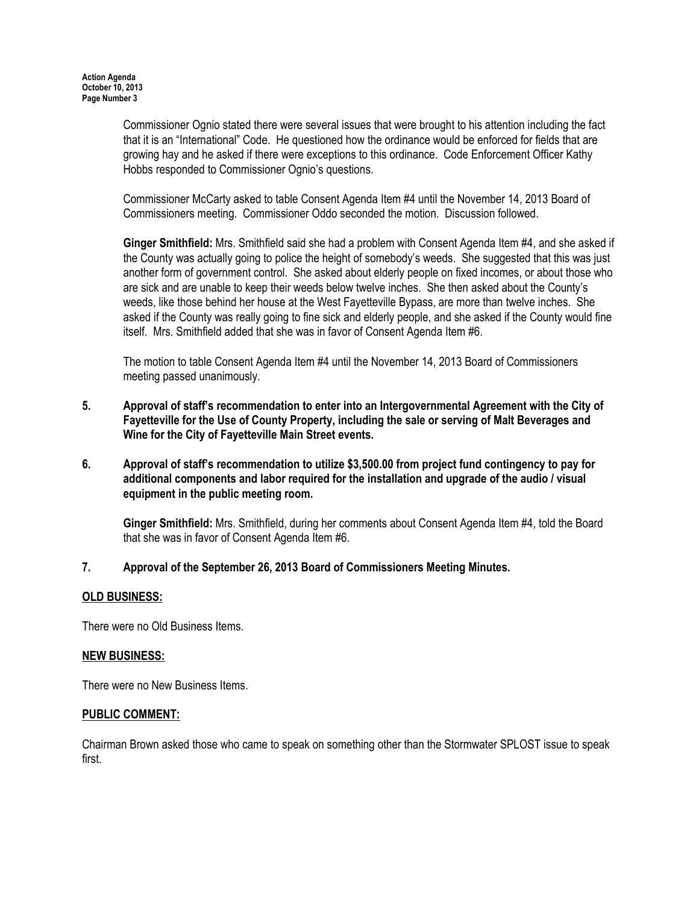Commissioner Ognio stated there were several issues that were brought to his attention including the fact that it is an "International" Code. He questioned how the ordinance would be enforced for fields that are growing hay and he asked if there were exceptions to this ordinance. Code Enforcement Officer Kathy Hobbs responded to Commissioner Ognio's questions.

Commissioner McCarty asked to table Consent Agenda Item #4 until the November 14, 2013 Board of Commissioners meeting. Commissioner Oddo seconded the motion. Discussion followed.

**Ginger Smithfield:** Mrs. Smithfield said she had a problem with Consent Agenda Item #4, and she asked if the County was actually going to police the height of somebody's weeds. She suggested that this was just another form of government control. She asked about elderly people on fixed incomes, or about those who are sick and are unable to keep their weeds below twelve inches. She then asked about the County's weeds, like those behind her house at the West Fayetteville Bypass, are more than twelve inches. She asked if the County was really going to fine sick and elderly people, and she asked if the County would fine itself. Mrs. Smithfield added that she was in favor of Consent Agenda Item #6.

The motion to table Consent Agenda Item #4 until the November 14, 2013 Board of Commissioners meeting passed unanimously.

**5. Approval of staff's recommendation to enter into an Intergovernmental Agreement with the City of Fayetteville for the Use of County Property, including the sale or serving of Malt Beverages and Wine for the City of Fayetteville Main Street events.**

**6. Approval of staff's recommendation to utilize $3,500.00 from project fund contingency to pay for additional components and labor required for the installation and upgrade of the audio / visual equipment in the public meeting room.**

**Ginger Smithfield:** Mrs. Smithfield, during her comments about Consent Agenda Item #4, told the Board that she was in favor of Consent Agenda Item #6.

**7. Approval of the September 26, 2013 Board of Commissioners Meeting Minutes.**

## OLD BUSINESS:

There were no Old Business Items.

## NEW BUSINESS:

There were no New Business Items.

## PUBLIC COMMENT:

Chairman Brown asked those who came to speak on something other than the Stormwater SPLOST issue to speak first.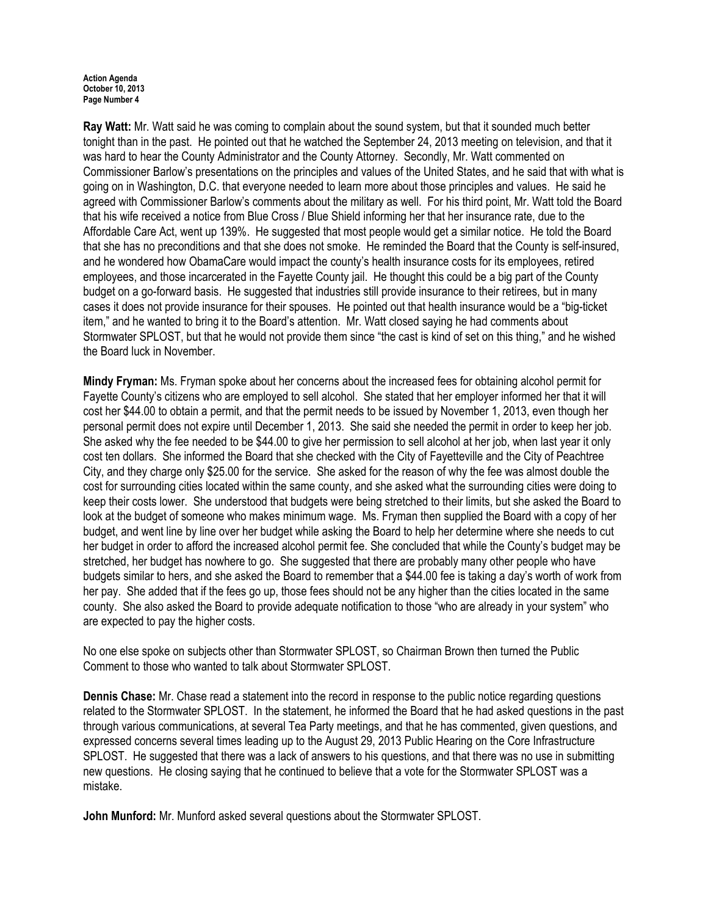**Ray Watt:** Mr. Watt said he was coming to complain about the sound system, but that it sounded much better tonight than in the past. He pointed out that he watched the September 24, 2013 meeting on television, and that it was hard to hear the County Administrator and the County Attorney. Secondly, Mr. Watt commented on Commissioner Barlow's presentations on the principles and values of the United States, and he said that with what is going on in Washington, D.C. that everyone needed to learn more about those principles and values. He said he agreed with Commissioner Barlow's comments about the military as well. For his third point, Mr. Watt told the Board that his wife received a notice from Blue Cross / Blue Shield informing her that her insurance rate, due to the Affordable Care Act, went up 139%. He suggested that most people would get a similar notice. He told the Board that she has no preconditions and that she does not smoke. He reminded the Board that the County is self-insured, and he wondered how ObamaCare would impact the county's health insurance costs for its employees, retired employees, and those incarcerated in the Fayette County jail. He thought this could be a big part of the County budget on a go-forward basis. He suggested that industries still provide insurance to their retirees, but in many cases it does not provide insurance for their spouses. He pointed out that health insurance would be a "big-ticket item," and he wanted to bring it to the Board's attention. Mr. Watt closed saying he had comments about Stormwater SPLOST, but that he would not provide them since "the cast is kind of set on this thing," and he wished the Board luck in November.

**Mindy Fryman:** Ms. Fryman spoke about her concerns about the increased fees for obtaining alcohol permit for Fayette County's citizens who are employed to sell alcohol. She stated that her employer informed her that it will cost her $44.00 to obtain a permit, and that the permit needs to be issued by November 1, 2013, even though her personal permit does not expire until December 1, 2013. She said she needed the permit in order to keep her job. She asked why the fee needed to be $44.00 to give her permission to sell alcohol at her job, when last year it only cost ten dollars. She informed the Board that she checked with the City of Fayetteville and the City of Peachtree City, and they charge only $25.00 for the service. She asked for the reason of why the fee was almost double the cost for surrounding cities located within the same county, and she asked what the surrounding cities were doing to keep their costs lower. She understood that budgets were being stretched to their limits, but she asked the Board to look at the budget of someone who makes minimum wage. Ms. Fryman then supplied the Board with a copy of her budget, and went line by line over her budget while asking the Board to help her determine where she needs to cut her budget in order to afford the increased alcohol permit fee. She concluded that while the County's budget may be stretched, her budget has nowhere to go. She suggested that there are probably many other people who have budgets similar to hers, and she asked the Board to remember that a $44.00 fee is taking a day's worth of work from her pay. She added that if the fees go up, those fees should not be any higher than the cities located in the same county. She also asked the Board to provide adequate notification to those "who are already in your system" who are expected to pay the higher costs.

No one else spoke on subjects other than Stormwater SPLOST, so Chairman Brown then turned the Public Comment to those who wanted to talk about Stormwater SPLOST.

**Dennis Chase:** Mr. Chase read a statement into the record in response to the public notice regarding questions related to the Stormwater SPLOST. In the statement, he informed the Board that he had asked questions in the past through various communications, at several Tea Party meetings, and that he has commented, given questions, and expressed concerns several times leading up to the August 29, 2013 Public Hearing on the Core Infrastructure SPLOST. He suggested that there was a lack of answers to his questions, and that there was no use in submitting new questions. He closing saying that he continued to believe that a vote for the Stormwater SPLOST was a mistake.

**John Munford:** Mr. Munford asked several questions about the Stormwater SPLOST.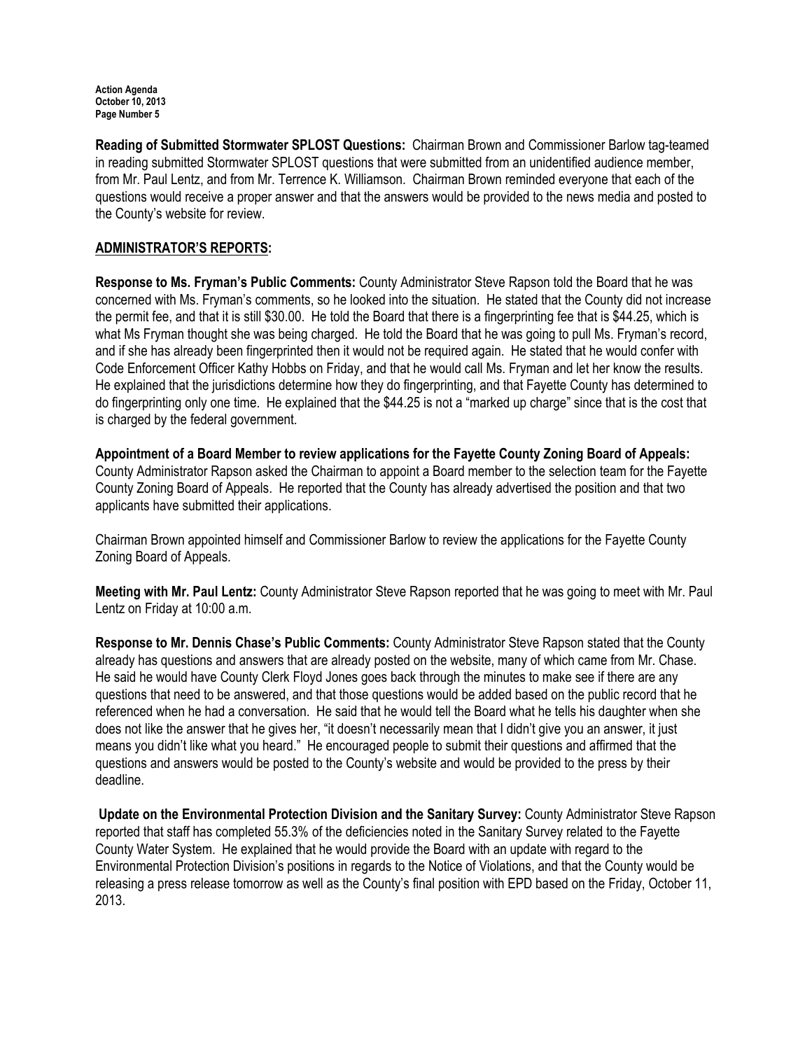**Reading of Submitted Stormwater SPLOST Questions:** Chairman Brown and Commissioner Barlow tag-teamed in reading submitted Stormwater SPLOST questions that were submitted from an unidentified audience member, from Mr. Paul Lentz, and from Mr. Terrence K. Williamson. Chairman Brown reminded everyone that each of the questions would receive a proper answer and that the answers would be provided to the news media and posted to the County's website for review.

## ADMINISTRATOR'S REPORTS:

**Response to Ms. Fryman's Public Comments:** County Administrator Steve Rapson told the Board that he was concerned with Ms. Fryman's comments, so he looked into the situation. He stated that the County did not increase the permit fee, and that it is still $30.00. He told the Board that there is a fingerprinting fee that is $44.25, which is what Ms Fryman thought she was being charged. He told the Board that he was going to pull Ms. Fryman's record, and if she has already been fingerprinted then it would not be required again. He stated that he would confer with Code Enforcement Officer Kathy Hobbs on Friday, and that he would call Ms. Fryman and let her know the results. He explained that the jurisdictions determine how they do fingerprinting, and that Fayette County has determined to do fingerprinting only one time. He explained that the $44.25 is not a "marked up charge" since that is the cost that is charged by the federal government.

**Appointment of a Board Member to review applications for the Fayette County Zoning Board of Appeals:** County Administrator Rapson asked the Chairman to appoint a Board member to the selection team for the Fayette County Zoning Board of Appeals. He reported that the County has already advertised the position and that two applicants have submitted their applications.

Chairman Brown appointed himself and Commissioner Barlow to review the applications for the Fayette County Zoning Board of Appeals.

**Meeting with Mr. Paul Lentz:** County Administrator Steve Rapson reported that he was going to meet with Mr. Paul Lentz on Friday at 10:00 a.m.

**Response to Mr. Dennis Chase's Public Comments:** County Administrator Steve Rapson stated that the County already has questions and answers that are already posted on the website, many of which came from Mr. Chase. He said he would have County Clerk Floyd Jones goes back through the minutes to make see if there are any questions that need to be answered, and that those questions would be added based on the public record that he referenced when he had a conversation. He said that he would tell the Board what he tells his daughter when she does not like the answer that he gives her, "it doesn't necessarily mean that I didn't give you an answer, it just means you didn't like what you heard." He encouraged people to submit their questions and affirmed that the questions and answers would be posted to the County's website and would be provided to the press by their deadline.

**Update on the Environmental Protection Division and the Sanitary Survey:** County Administrator Steve Rapson reported that staff has completed 55.3% of the deficiencies noted in the Sanitary Survey related to the Fayette County Water System. He explained that he would provide the Board with an update with regard to the Environmental Protection Division's positions in regards to the Notice of Violations, and that the County would be releasing a press release tomorrow as well as the County's final position with EPD based on the Friday, October 11, 2013.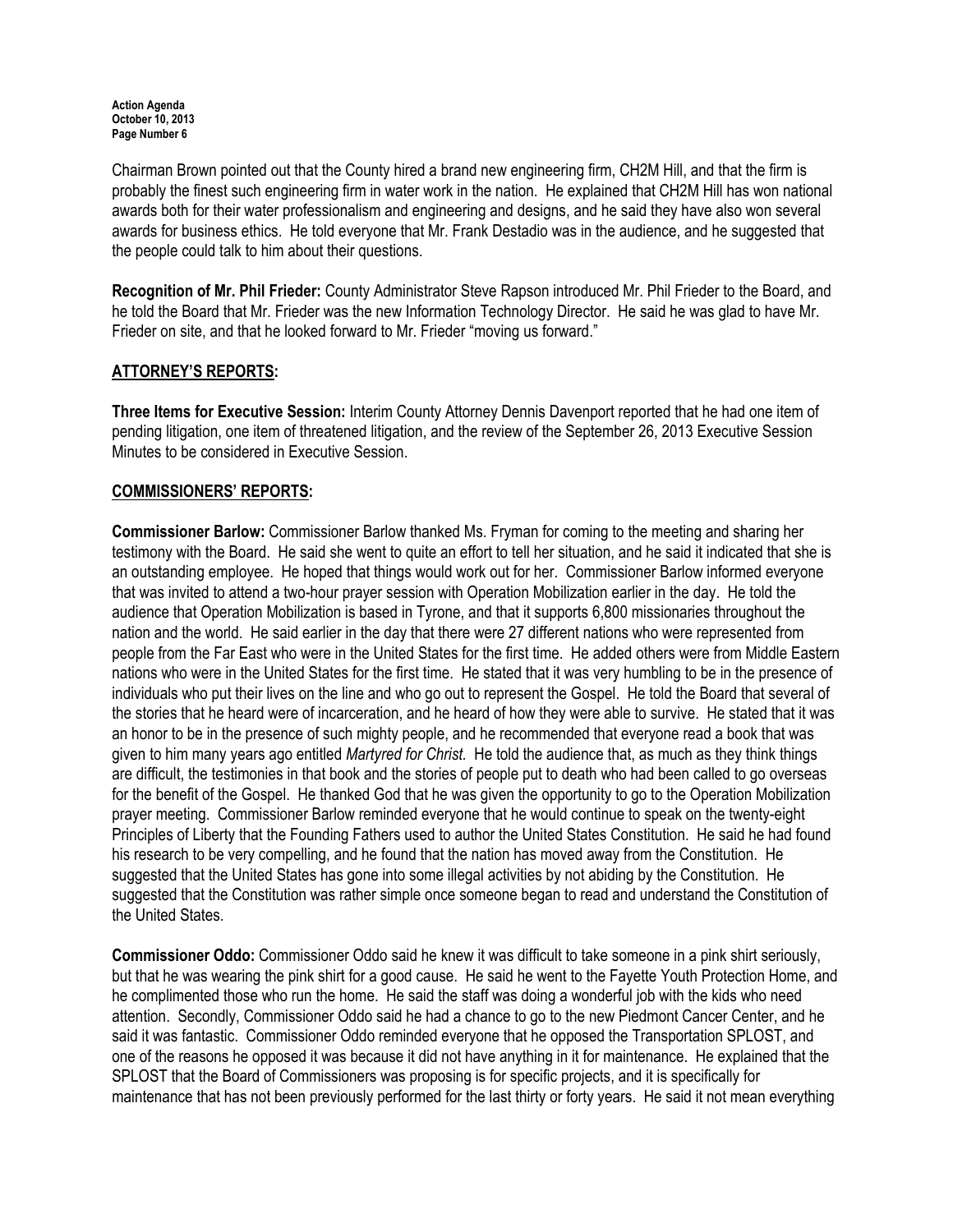Chairman Brown pointed out that the County hired a brand new engineering firm, CH2M Hill, and that the firm is probably the finest such engineering firm in water work in the nation. He explained that CH2M Hill has won national awards both for their water professionalism and engineering and designs, and he said they have also won several awards for business ethics. He told everyone that Mr. Frank Destadio was in the audience, and he suggested that the people could talk to him about their questions.

**Recognition of Mr. Phil Frieder:** County Administrator Steve Rapson introduced Mr. Phil Frieder to the Board, and he told the Board that Mr. Frieder was the new Information Technology Director. He said he was glad to have Mr. Frieder on site, and that he looked forward to Mr. Frieder "moving us forward."

## ATTORNEY'S REPORTS:

**Three Items for Executive Session:** Interim County Attorney Dennis Davenport reported that he had one item of pending litigation, one item of threatened litigation, and the review of the September 26, 2013 Executive Session Minutes to be considered in Executive Session.

## COMMISSIONERS' REPORTS:

**Commissioner Barlow:** Commissioner Barlow thanked Ms. Fryman for coming to the meeting and sharing her testimony with the Board. He said she went to quite an effort to tell her situation, and he said it indicated that she is an outstanding employee. He hoped that things would work out for her. Commissioner Barlow informed everyone that was invited to attend a two-hour prayer session with Operation Mobilization earlier in the day. He told the audience that Operation Mobilization is based in Tyrone, and that it supports 6,800 missionaries throughout the nation and the world. He said earlier in the day that there were 27 different nations who were represented from people from the Far East who were in the United States for the first time. He added others were from Middle Eastern nations who were in the United States for the first time. He stated that it was very humbling to be in the presence of individuals who put their lives on the line and who go out to represent the Gospel. He told the Board that several of the stories that he heard were of incarceration, and he heard of how they were able to survive. He stated that it was an honor to be in the presence of such mighty people, and he recommended that everyone read a book that was given to him many years ago entitled *Martyred for Christ.* He told the audience that, as much as they think things are difficult, the testimonies in that book and the stories of people put to death who had been called to go overseas for the benefit of the Gospel. He thanked God that he was given the opportunity to go to the Operation Mobilization prayer meeting. Commissioner Barlow reminded everyone that he would continue to speak on the twenty-eight Principles of Liberty that the Founding Fathers used to author the United States Constitution. He said he had found his research to be very compelling, and he found that the nation has moved away from the Constitution. He suggested that the United States has gone into some illegal activities by not abiding by the Constitution. He suggested that the Constitution was rather simple once someone began to read and understand the Constitution of the United States.

**Commissioner Oddo:** Commissioner Oddo said he knew it was difficult to take someone in a pink shirt seriously, but that he was wearing the pink shirt for a good cause. He said he went to the Fayette Youth Protection Home, and he complimented those who run the home. He said the staff was doing a wonderful job with the kids who need attention. Secondly, Commissioner Oddo said he had a chance to go to the new Piedmont Cancer Center, and he said it was fantastic. Commissioner Oddo reminded everyone that he opposed the Transportation SPLOST, and one of the reasons he opposed it was because it did not have anything in it for maintenance. He explained that the SPLOST that the Board of Commissioners was proposing is for specific projects, and it is specifically for maintenance that has not been previously performed for the last thirty or forty years. He said it not mean everything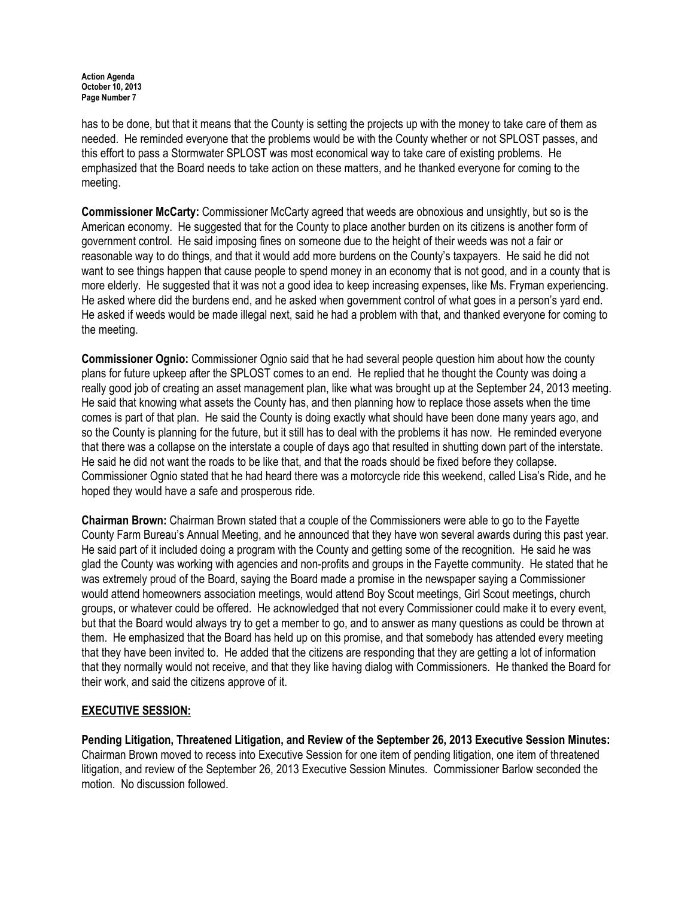has to be done, but that it means that the County is setting the projects up with the money to take care of them as needed. He reminded everyone that the problems would be with the County whether or not SPLOST passes, and this effort to pass a Stormwater SPLOST was most economical way to take care of existing problems. He emphasized that the Board needs to take action on these matters, and he thanked everyone for coming to the meeting.

**Commissioner McCarty:** Commissioner McCarty agreed that weeds are obnoxious and unsightly, but so is the American economy. He suggested that for the County to place another burden on its citizens is another form of government control. He said imposing fines on someone due to the height of their weeds was not a fair or reasonable way to do things, and that it would add more burdens on the County's taxpayers. He said he did not want to see things happen that cause people to spend money in an economy that is not good, and in a county that is more elderly. He suggested that it was not a good idea to keep increasing expenses, like Ms. Fryman experiencing. He asked where did the burdens end, and he asked when government control of what goes in a person's yard end. He asked if weeds would be made illegal next, said he had a problem with that, and thanked everyone for coming to the meeting.

**Commissioner Ognio:** Commissioner Ognio said that he had several people question him about how the county plans for future upkeep after the SPLOST comes to an end. He replied that he thought the County was doing a really good job of creating an asset management plan, like what was brought up at the September 24, 2013 meeting. He said that knowing what assets the County has, and then planning how to replace those assets when the time comes is part of that plan. He said the County is doing exactly what should have been done many years ago, and so the County is planning for the future, but it still has to deal with the problems it has now. He reminded everyone that there was a collapse on the interstate a couple of days ago that resulted in shutting down part of the interstate. He said he did not want the roads to be like that, and that the roads should be fixed before they collapse. Commissioner Ognio stated that he had heard there was a motorcycle ride this weekend, called Lisa's Ride, and he hoped they would have a safe and prosperous ride.

**Chairman Brown:** Chairman Brown stated that a couple of the Commissioners were able to go to the Fayette County Farm Bureau's Annual Meeting, and he announced that they have won several awards during this past year. He said part of it included doing a program with the County and getting some of the recognition. He said he was glad the County was working with agencies and non-profits and groups in the Fayette community. He stated that he was extremely proud of the Board, saying the Board made a promise in the newspaper saying a Commissioner would attend homeowners association meetings, would attend Boy Scout meetings, Girl Scout meetings, church groups, or whatever could be offered. He acknowledged that not every Commissioner could make it to every event, but that the Board would always try to get a member to go, and to answer as many questions as could be thrown at them. He emphasized that the Board has held up on this promise, and that somebody has attended every meeting that they have been invited to. He added that the citizens are responding that they are getting a lot of information that they normally would not receive, and that they like having dialog with Commissioners. He thanked the Board for their work, and said the citizens approve of it.

## EXECUTIVE SESSION:

**Pending Litigation, Threatened Litigation, and Review of the September 26, 2013 Executive Session Minutes:** Chairman Brown moved to recess into Executive Session for one item of pending litigation, one item of threatened litigation, and review of the September 26, 2013 Executive Session Minutes. Commissioner Barlow seconded the motion. No discussion followed.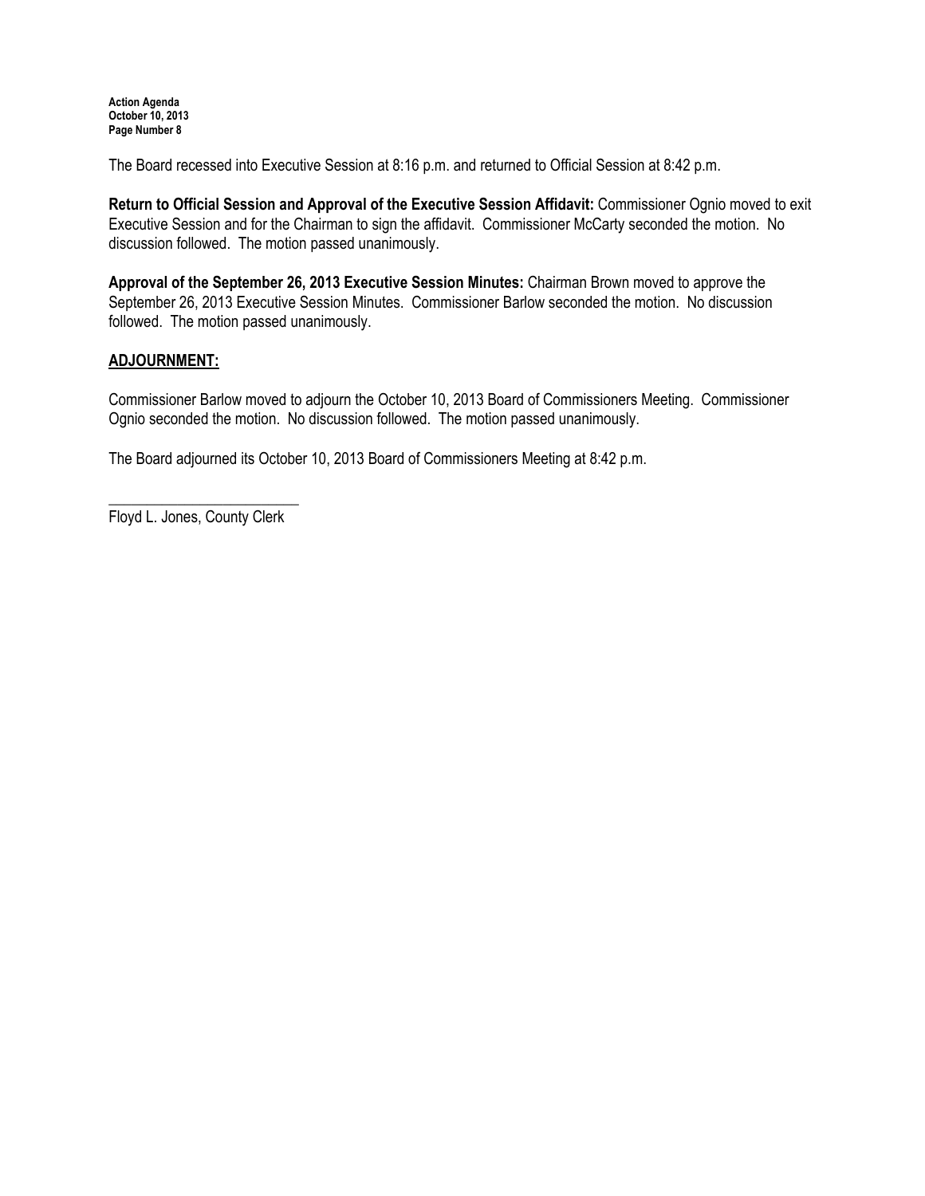The Board recessed into Executive Session at 8:16 p.m. and returned to Official Session at 8:42 p.m.

**Return to Official Session and Approval of the Executive Session Affidavit:** Commissioner Ognio moved to exit Executive Session and for the Chairman to sign the affidavit. Commissioner McCarty seconded the motion. No discussion followed. The motion passed unanimously.

**Approval of the September 26, 2013 Executive Session Minutes:** Chairman Brown moved to approve the September 26, 2013 Executive Session Minutes. Commissioner Barlow seconded the motion. No discussion followed. The motion passed unanimously.

## ADJOURNMENT:

Commissioner Barlow moved to adjourn the October 10, 2013 Board of Commissioners Meeting. Commissioner Ognio seconded the motion. No discussion followed. The motion passed unanimously.

The Board adjourned its October 10, 2013 Board of Commissioners Meeting at 8:42 p.m.

___________________________

Floyd L. Jones, County Clerk